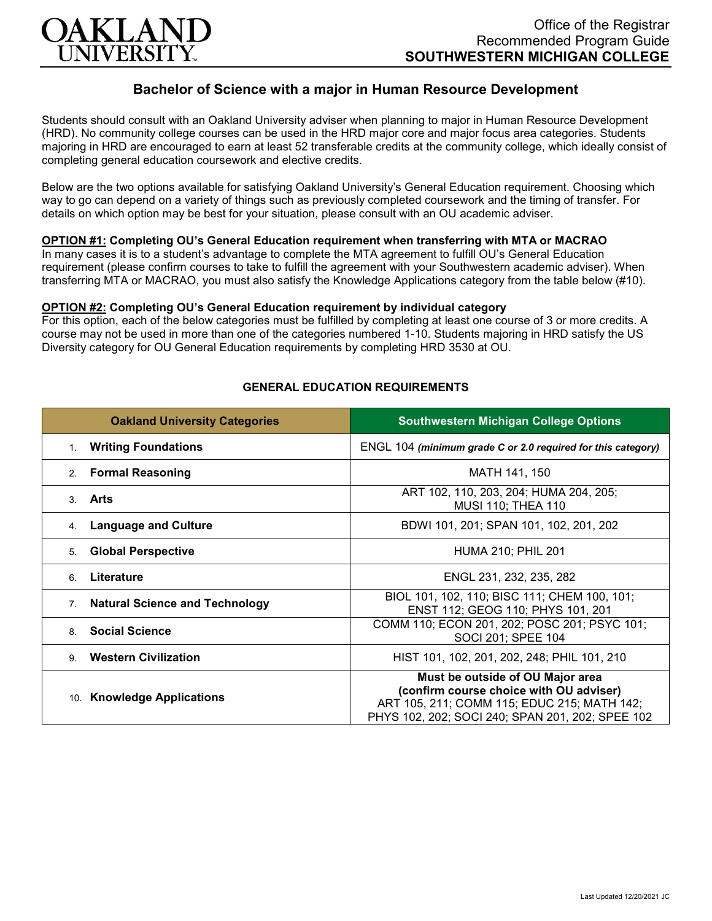# OAKLAND UNIVERSITY

Office of the Registrar
Recommended Program Guide
**SOUTHWESTERN MICHIGAN COLLEGE**

## Bachelor of Science with a major in Human Resource Development

Students should consult with an Oakland University adviser when planning to major in Human Resource Development (HRD). No community college courses can be used in the HRD major core and major focus area categories. Students majoring in HRD are encouraged to earn at least 52 transferable credits at the community college, which ideally consist of completing general education coursework and elective credits.

Below are the two options available for satisfying Oakland University's General Education requirement. Choosing which way to go can depend on a variety of things such as previously completed coursework and the timing of transfer. For details on which option may be best for your situation, please consult with an OU academic adviser.

**OPTION #1: Completing OU's General Education requirement when transferring with MTA or MACRAO**
In many cases it is to a student's advantage to complete the MTA agreement to fulfill OU's General Education requirement (please confirm courses to take to fulfill the agreement with your Southwestern academic adviser). When transferring MTA or MACRAO, you must also satisfy the Knowledge Applications category from the table below (#10).

**OPTION #2: Completing OU's General Education requirement by individual category**
For this option, each of the below categories must be fulfilled by completing at least one course of 3 or more credits. A course may not be used in more than one of the categories numbered 1-10. Students majoring in HRD satisfy the US Diversity category for OU General Education requirements by completing HRD 3530 at OU.

### GENERAL EDUCATION REQUIREMENTS

| Oakland University Categories | Southwestern Michigan College Options |
|---|---|
| 1. **Writing Foundations** | ENGL 104 *(minimum grade C or 2.0 required for this category)* |
| 2. **Formal Reasoning** | MATH 141, 150 |
| 3. **Arts** | ART 102, 110, 203, 204; HUMA 204, 205; MUSI 110; THEA 110 |
| 4. **Language and Culture** | BDWI 101, 201; SPAN 101, 102, 201, 202 |
| 5. **Global Perspective** | HUMA 210; PHIL 201 |
| 6. **Literature** | ENGL 231, 232, 235, 282 |
| 7. **Natural Science and Technology** | BIOL 101, 102, 110; BISC 111; CHEM 100, 101; ENST 112; GEOG 110; PHYS 101, 201 |
| 8. **Social Science** | COMM 110; ECON 201, 202; POSC 201; PSYC 101; SOCI 201; SPEE 104 |
| 9. **Western Civilization** | HIST 101, 102, 201, 202, 248; PHIL 101, 210 |
| 10. **Knowledge Applications** | **Must be outside of OU Major area (confirm course choice with OU adviser)** ART 105, 211; COMM 115; EDUC 215; MATH 142; PHYS 102, 202; SOCI 240; SPAN 201, 202; SPEE 102 |

Last Updated 12/20/2021 JC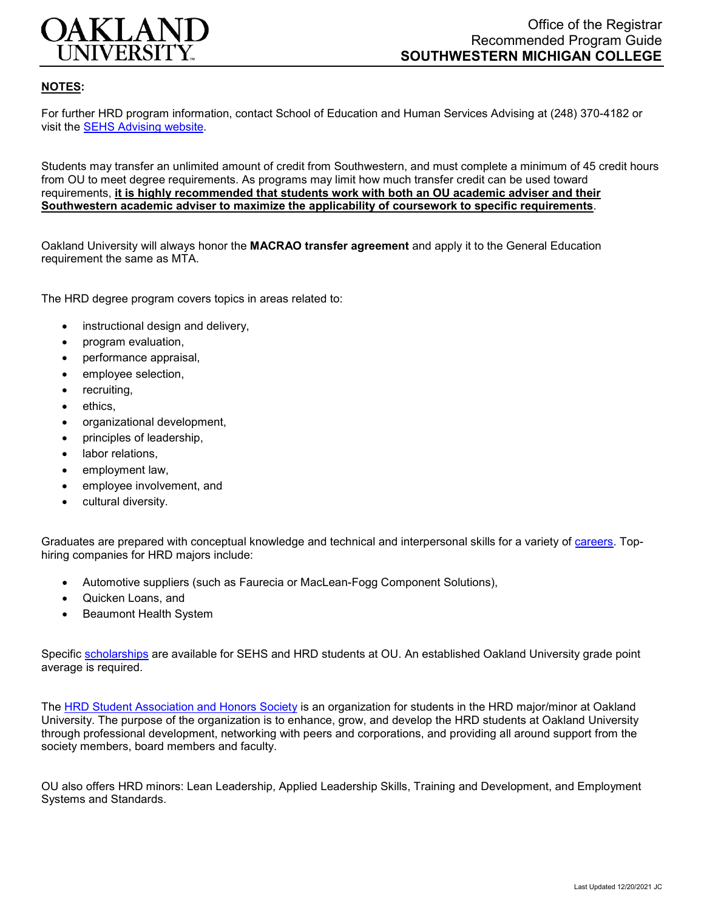**NOTES:**

For further HRD program information, contact School of Education and Human Services Advising at (248) 370-4182 or visit the SEHS Advising website.

Students may transfer an unlimited amount of credit from Southwestern, and must complete a minimum of 45 credit hours from OU to meet degree requirements. As programs may limit how much transfer credit can be used toward requirements, **it is highly recommended that students work with both an OU academic adviser and their Southwestern academic adviser to maximize the applicability of coursework to specific requirements**.

Oakland University will always honor the **MACRAO transfer agreement** and apply it to the General Education requirement the same as MTA.

The HRD degree program covers topics in areas related to:

- instructional design and delivery,
- program evaluation,
- performance appraisal,
- employee selection,
- recruiting,
- ethics,
- organizational development,
- principles of leadership,
- labor relations,
- employment law,
- employee involvement, and
- cultural diversity.

Graduates are prepared with conceptual knowledge and technical and interpersonal skills for a variety of careers. Top-hiring companies for HRD majors include:

- Automotive suppliers (such as Faurecia or MacLean-Fogg Component Solutions),
- Quicken Loans, and
- Beaumont Health System

Specific scholarships are available for SEHS and HRD students at OU. An established Oakland University grade point average is required.

The HRD Student Association and Honors Society is an organization for students in the HRD major/minor at Oakland University. The purpose of the organization is to enhance, grow, and develop the HRD students at Oakland University through professional development, networking with peers and corporations, and providing all around support from the society members, board members and faculty.

OU also offers HRD minors: Lean Leadership, Applied Leadership Skills, Training and Development, and Employment Systems and Standards.